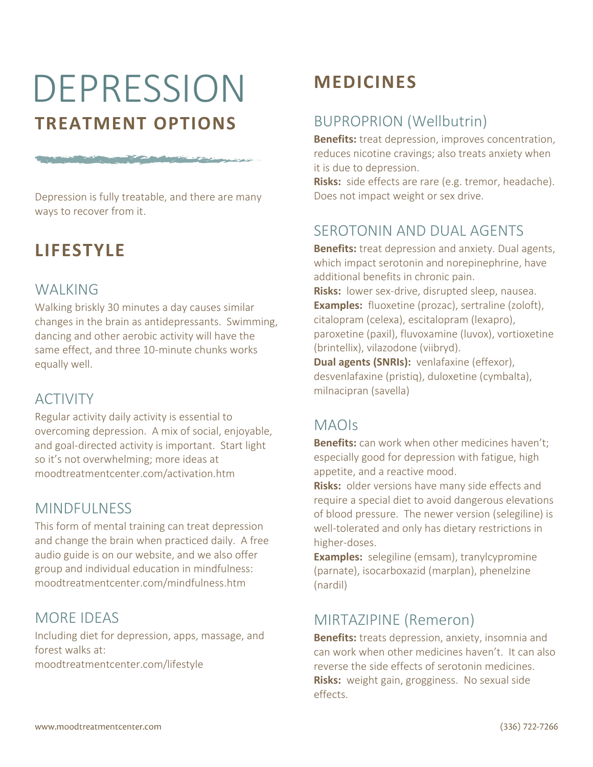# DEPRESSION

## TREATMENT OPTIONS

Depression is fully treatable, and there are many ways to recover from it.

## LIFESTYLE

### WALKING

Walking briskly 30 minutes a day causes similar changes in the brain as antidepressants. Swimming, dancing and other aerobic activity will have the same effect, and three 10-minute chunks works equally well.

### ACTIVITY

Regular activity daily activity is essential to overcoming depression. A mix of social, enjoyable, and goal-directed activity is important. Start light so it's not overwhelming; more ideas at moodtreatmentcenter.com/activation.htm

### MINDFULNESS

This form of mental training can treat depression and change the brain when practiced daily. A free audio guide is on our website, and we also offer group and individual education in mindfulness: moodtreatmentcenter.com/mindfulness.htm

### MORE IDEAS

Including diet for depression, apps, massage, and forest walks at:
moodtreatmentcenter.com/lifestyle

## MEDICINES

### BUPROPRION (Wellbutrin)

**Benefits:** treat depression, improves concentration, reduces nicotine cravings; also treats anxiety when it is due to depression.

**Risks:** side effects are rare (e.g. tremor, headache). Does not impact weight or sex drive.

### SEROTONIN AND DUAL AGENTS

**Benefits:** treat depression and anxiety. Dual agents, which impact serotonin and norepinephrine, have additional benefits in chronic pain.

**Risks:** lower sex-drive, disrupted sleep, nausea.

**Examples:** fluoxetine (prozac), sertraline (zoloft), citalopram (celexa), escitalopram (lexapro), paroxetine (paxil), fluvoxamine (luvox), vortioxetine (brintellix), vilazodone (viibryd).

**Dual agents (SNRIs):** venlafaxine (effexor), desvenlafaxine (pristiq), duloxetine (cymbalta), milnacipran (savella)

### MAOIs

**Benefits:** can work when other medicines haven't; especially good for depression with fatigue, high appetite, and a reactive mood.

**Risks:** older versions have many side effects and require a special diet to avoid dangerous elevations of blood pressure. The newer version (selegiline) is well-tolerated and only has dietary restrictions in higher-doses.

**Examples:** selegiline (emsam), tranylcypromine (parnate), isocarboxazid (marplan), phenelzine (nardil)

### MIRTAZIPINE (Remeron)

**Benefits:** treats depression, anxiety, insomnia and can work when other medicines haven't. It can also reverse the side effects of serotonin medicines.

**Risks:** weight gain, grogginess. No sexual side effects.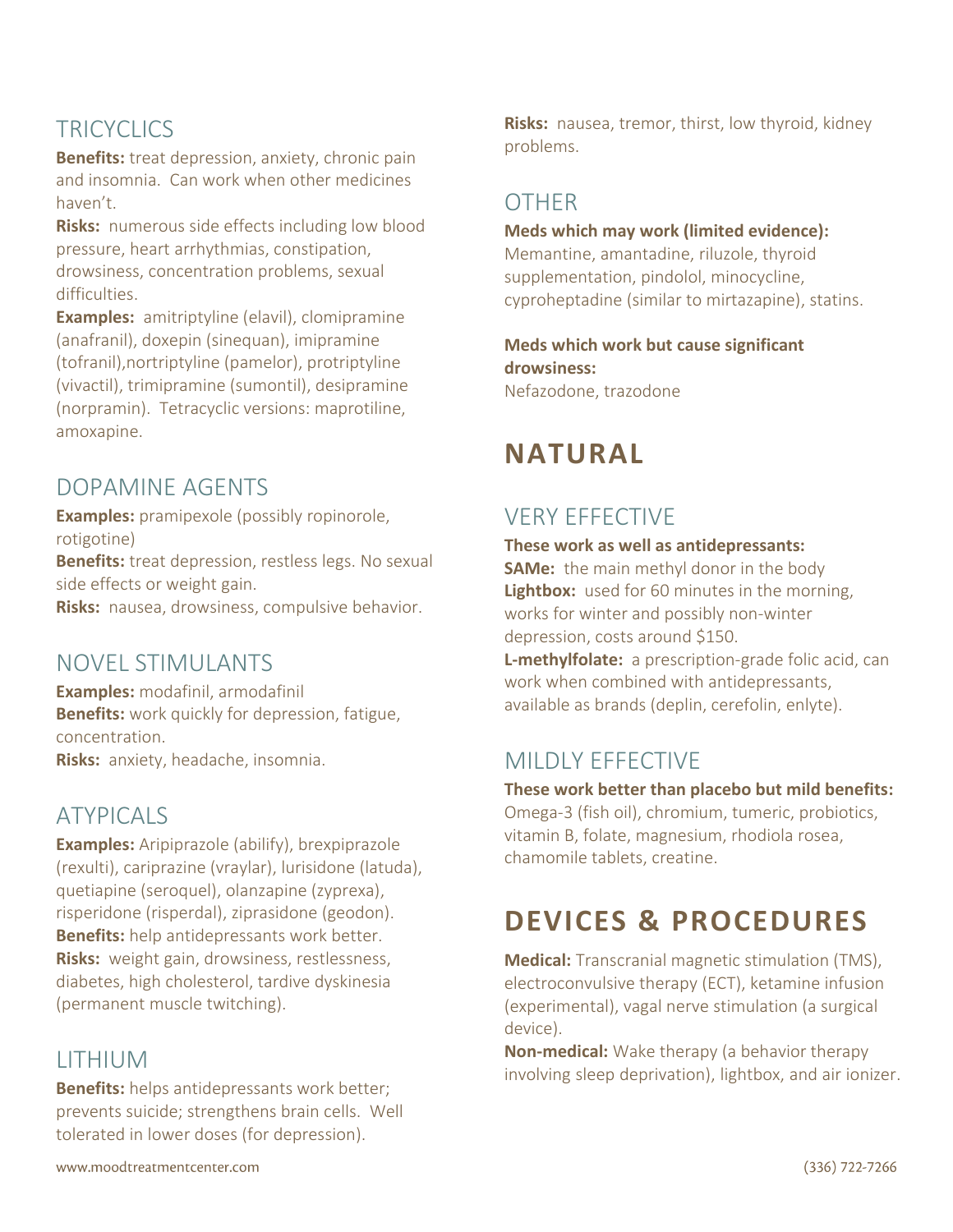## TRICYCLICS

**Benefits:** treat depression, anxiety, chronic pain and insomnia. Can work when other medicines haven't.

**Risks:** numerous side effects including low blood pressure, heart arrhythmias, constipation, drowsiness, concentration problems, sexual difficulties.

**Examples:** amitriptyline (elavil), clomipramine (anafranil), doxepin (sinequan), imipramine (tofranil),nortriptyline (pamelor), protriptyline (vivactil), trimipramine (sumontil), desipramine (norpramin). Tetracyclic versions: maprotiline, amoxapine.

## DOPAMINE AGENTS

**Examples:** pramipexole (possibly ropinorole, rotigotine)

**Benefits:** treat depression, restless legs. No sexual side effects or weight gain.

**Risks:** nausea, drowsiness, compulsive behavior.

## NOVEL STIMULANTS

**Examples:** modafinil, armodafinil

**Benefits:** work quickly for depression, fatigue, concentration.

**Risks:** anxiety, headache, insomnia.

## ATYPICALS

**Examples:** Aripiprazole (abilify), brexpiprazole (rexulti), cariprazine (vraylar), lurisidone (latuda), quetiapine (seroquel), olanzapine (zyprexa), risperidone (risperdal), ziprasidone (geodon).

**Benefits:** help antidepressants work better.

**Risks:** weight gain, drowsiness, restlessness, diabetes, high cholesterol, tardive dyskinesia (permanent muscle twitching).

## LITHIUM

**Benefits:** helps antidepressants work better; prevents suicide; strengthens brain cells. Well tolerated in lower doses (for depression).

**Risks:** nausea, tremor, thirst, low thyroid, kidney problems.

## OTHER

**Meds which may work (limited evidence):**
Memantine, amantadine, riluzole, thyroid supplementation, pindolol, minocycline, cyproheptadine (similar to mirtazapine), statins.

**Meds which work but cause significant drowsiness:**
Nefazodone, trazodone

# NATURAL

## VERY EFFECTIVE

**These work as well as antidepressants:**

**SAMe:** the main methyl donor in the body

**Lightbox:** used for 60 minutes in the morning, works for winter and possibly non-winter depression, costs around $150.

**L-methylfolate:** a prescription-grade folic acid, can work when combined with antidepressants, available as brands (deplin, cerefolin, enlyte).

## MILDLY EFFECTIVE

**These work better than placebo but mild benefits:**
Omega-3 (fish oil), chromium, tumeric, probiotics, vitamin B, folate, magnesium, rhodiola rosea, chamomile tablets, creatine.

# DEVICES & PROCEDURES

**Medical:** Transcranial magnetic stimulation (TMS), electroconvulsive therapy (ECT), ketamine infusion (experimental), vagal nerve stimulation (a surgical device).

**Non-medical:** Wake therapy (a behavior therapy involving sleep deprivation), lightbox, and air ionizer.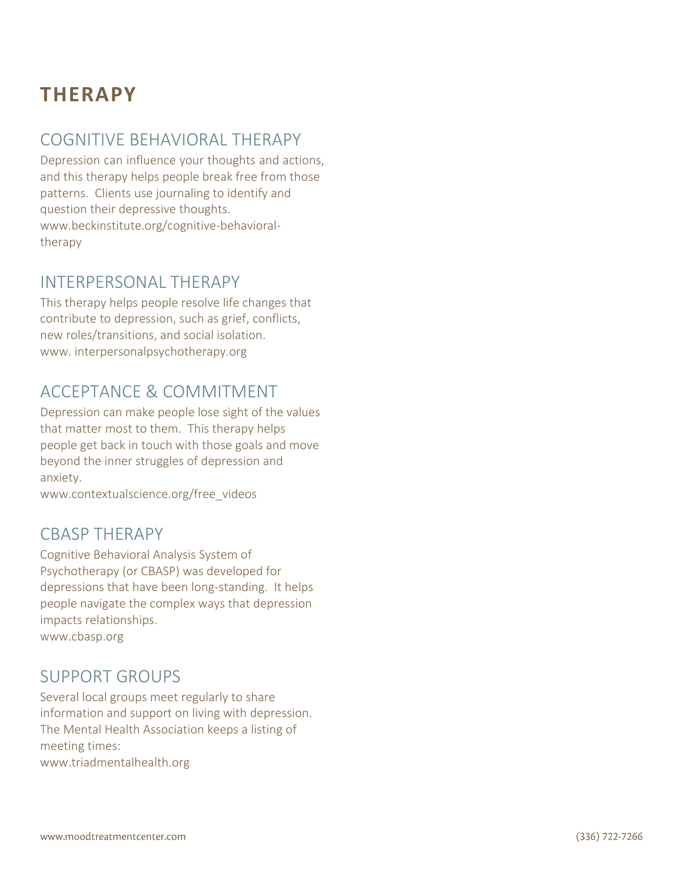# THERAPY

## COGNITIVE BEHAVIORAL THERAPY

Depression can influence your thoughts and actions, and this therapy helps people break free from those patterns. Clients use journaling to identify and question their depressive thoughts.
www.beckinstitute.org/cognitive-behavioral-therapy

## INTERPERSONAL THERAPY

This therapy helps people resolve life changes that contribute to depression, such as grief, conflicts, new roles/transitions, and social isolation.
www. interpersonalpsychotherapy.org

## ACCEPTANCE & COMMITMENT

Depression can make people lose sight of the values that matter most to them. This therapy helps people get back in touch with those goals and move beyond the inner struggles of depression and anxiety.
www.contextualscience.org/free_videos

## CBASP THERAPY

Cognitive Behavioral Analysis System of Psychotherapy (or CBASP) was developed for depressions that have been long-standing. It helps people navigate the complex ways that depression impacts relationships.
www.cbasp.org

## SUPPORT GROUPS

Several local groups meet regularly to share information and support on living with depression. The Mental Health Association keeps a listing of meeting times:
www.triadmentalhealth.org